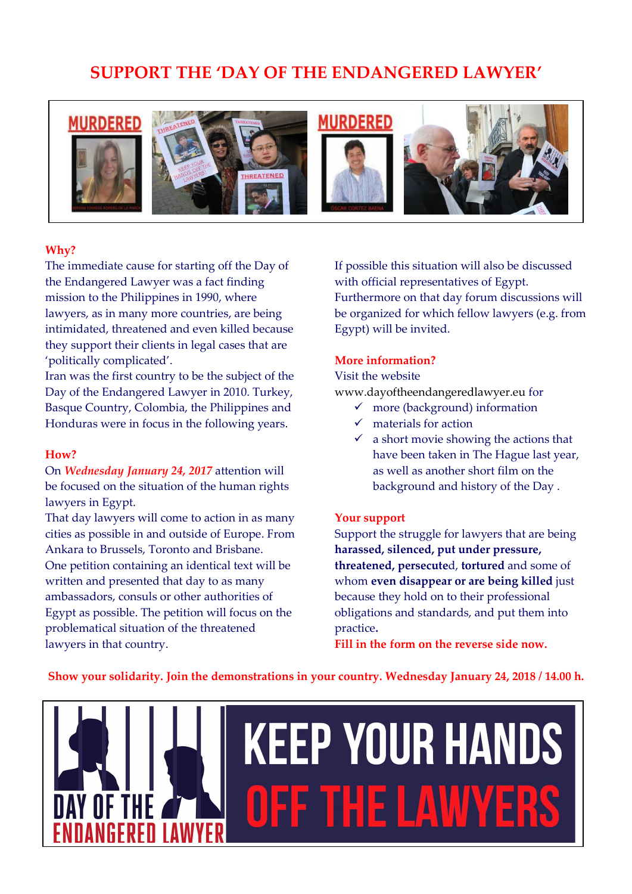# SUPPORT THE 'DAY OF THE ENDANGERED LAWYER'

## Why?

The immediate cause for starting off the Day of the Endangered Lawyer was a fact finding mission to the Philippines in 1990, where lawyers, as in many more countries, are being intimidated, threatened and even killed because they support their clients in legal cases that are 'politically complicated'.
Iran was the first country to be the subject of the Day of the Endangered Lawyer in 2010. Turkey, Basque Country, Colombia, the Philippines and Honduras were in focus in the following years.

## How?

On ***Wednesday January 24, 2017*** attention will be focused on the situation of the human rights lawyers in Egypt.
That day lawyers will come to action in as many cities as possible in and outside of Europe. From Ankara to Brussels, Toronto and Brisbane.
One petition containing an identical text will be written and presented that day to as many ambassadors, consuls or other authorities of Egypt as possible. The petition will focus on the problematical situation of the threatened lawyers in that country.

If possible this situation will also be discussed with official representatives of Egypt.
Furthermore on that day forum discussions will be organized for which fellow lawyers (e.g. from Egypt) will be invited.

## More information?

Visit the website
www.dayoftheendangeredlawyer.eu for

- ✓ more (background) information
- ✓ materials for action
- ✓ a short movie showing the actions that have been taken in The Hague last year, as well as another short film on the background and history of the Day .

## Your support

Support the struggle for lawyers that are being **harassed, silenced, put under pressure, threatened, persecute**d, **tortured** and some of whom **even disappear or are being killed** just because they hold on to their professional obligations and standards, and put them into practice**.**

**Fill in the form on the reverse side now.**

**Show your solidarity. Join the demonstrations in your country. Wednesday January 24, 2018 / 14.00 h.**

DAY OF THE ENDANGERED LAWYER

KEEP YOUR HANDS OFF THE LAWYERS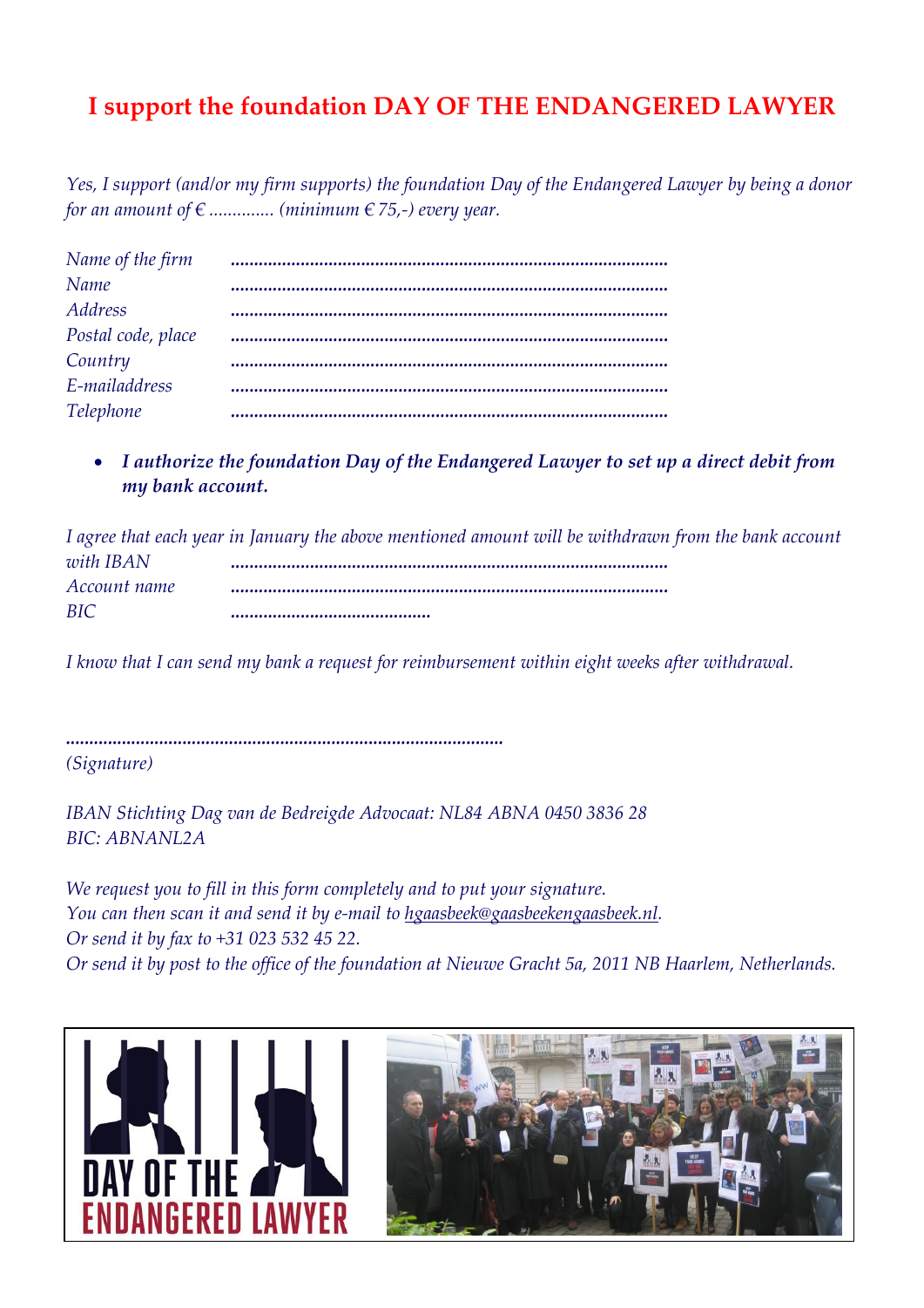# I support the foundation DAY OF THE ENDANGERED LAWYER

*Yes, I support (and/or my firm supports) the foundation Day of the Endangered Lawyer by being a donor for an amount of € ............. (minimum € 75,-) every year.*

*Name of the firm* ............................................................................................
*Name* ............................................................................................
*Address* ............................................................................................
*Postal code, place* ............................................................................................
*Country* ............................................................................................
*E-mailaddress* ............................................................................................
*Telephone* ............................................................................................

- ***I authorize the foundation Day of the Endangered Lawyer to set up a direct debit from my bank account.***

*I agree that each year in January the above mentioned amount will be withdrawn from the bank account with IBAN* ............................................................................................
*Account name* ............................................................................................
*BIC* ..........................................

*I know that I can send my bank a request for reimbursement within eight weeks after withdrawal.*

............................................................................................
*(Signature)*

*IBAN Stichting Dag van de Bedreigde Advocaat: NL84 ABNA 0450 3836 28*
*BIC: ABNANL2A*

*We request you to fill in this form completely and to put your signature.*
*You can then scan it and send it by e-mail to hgaasbeek@gaasbeekengaasbeek.nl.*
*Or send it by fax to +31 023 532 45 22.*
*Or send it by post to the office of the foundation at Nieuwe Gracht 5a, 2011 NB Haarlem, Netherlands.*

DAY OF THE ENDANGERED LAWYER